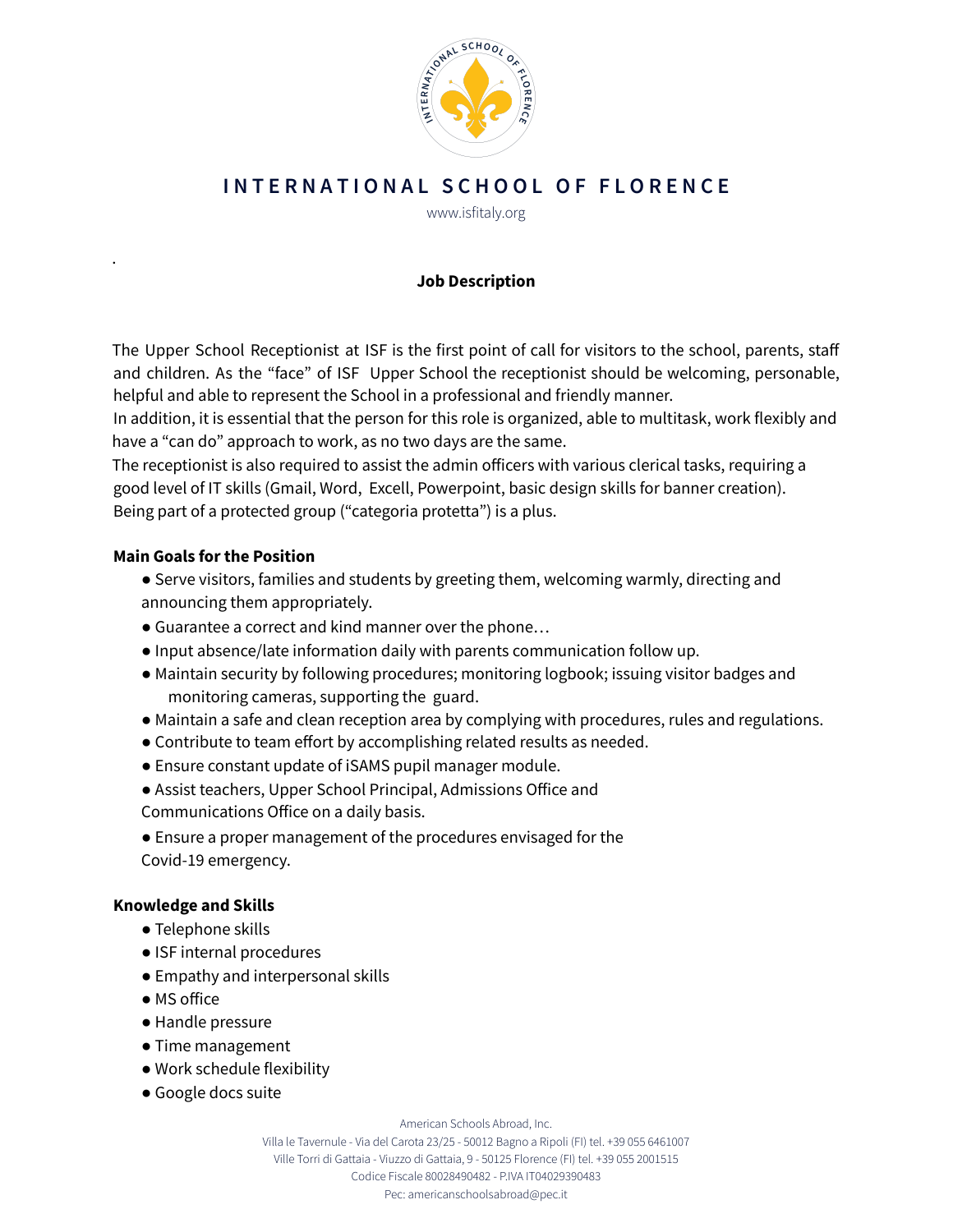# INTERNATIONAL SCHOOL OF FLORENCE

www.isfitaly.org

.

**Job Description**

The Upper School Receptionist at ISF is the first point of call for visitors to the school, parents, staff and children. As the "face" of ISF Upper School the receptionist should be welcoming, personable, helpful and able to represent the School in a professional and friendly manner.
In addition, it is essential that the person for this role is organized, able to multitask, work flexibly and have a "can do" approach to work, as no two days are the same.
The receptionist is also required to assist the admin officers with various clerical tasks, requiring a good level of IT skills (Gmail, Word, Excell, Powerpoint, basic design skills for banner creation).
Being part of a protected group ("categoria protetta") is a plus.

**Main Goals for the Position**

- Serve visitors, families and students by greeting them, welcoming warmly, directing and announcing them appropriately.
- Guarantee a correct and kind manner over the phone…
- Input absence/late information daily with parents communication follow up.
- Maintain security by following procedures; monitoring logbook; issuing visitor badges and monitoring cameras, supporting the guard.
- Maintain a safe and clean reception area by complying with procedures, rules and regulations.
- Contribute to team effort by accomplishing related results as needed.
- Ensure constant update of iSAMS pupil manager module.
- Assist teachers, Upper School Principal, Admissions Office and Communications Office on a daily basis.
- Ensure a proper management of the procedures envisaged for the Covid-19 emergency.

**Knowledge and Skills**

- Telephone skills
- ISF internal procedures
- Empathy and interpersonal skills
- MS office
- Handle pressure
- Time management
- Work schedule flexibility
- Google docs suite

American Schools Abroad, Inc.
Villa le Tavernule - Via del Carota 23/25 - 50012 Bagno a Ripoli (FI) tel. +39 055 6461007
Ville Torri di Gattaia - Viuzzo di Gattaia, 9 - 50125 Florence (FI) tel. +39 055 2001515
Codice Fiscale 80028490482 - P.IVA IT04029390483
Pec: americanschoolsabroad@pec.it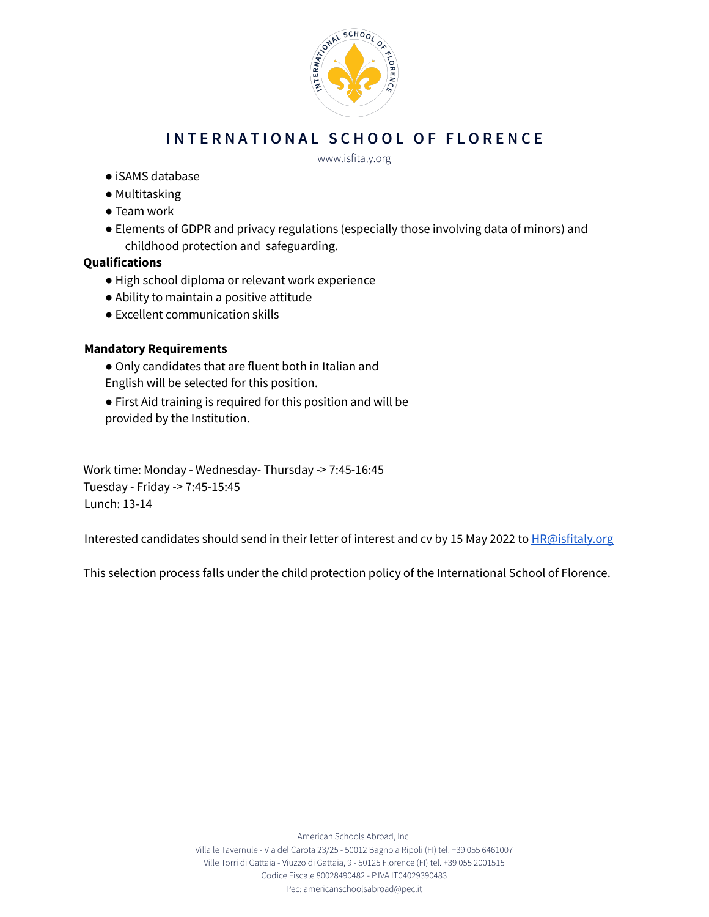- iSAMS database
- Multitasking
- Team work
- Elements of GDPR and privacy regulations (especially those involving data of minors) and childhood protection and safeguarding.

**Qualifications**

- High school diploma or relevant work experience
- Ability to maintain a positive attitude
- Excellent communication skills

**Mandatory Requirements**

- Only candidates that are fluent both in Italian and English will be selected for this position.
- First Aid training is required for this position and will be provided by the Institution.

Work time: Monday - Wednesday- Thursday -> 7:45-16:45
Tuesday - Friday -> 7:45-15:45
Lunch: 13-14

Interested candidates should send in their letter of interest and cv by 15 May 2022 to HR@isfitaly.org

This selection process falls under the child protection policy of the International School of Florence.